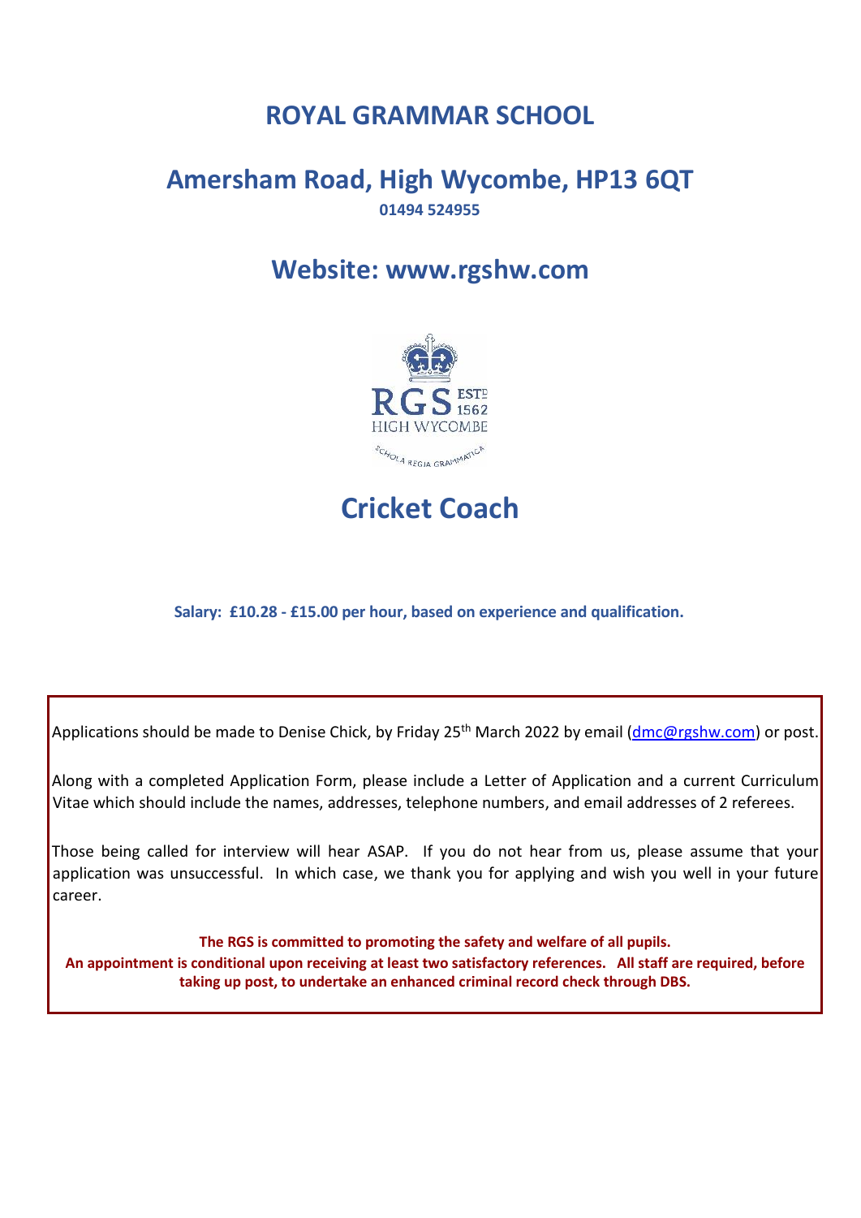# ROYAL GRAMMAR SCHOOL

## Amersham Road, High Wycombe, HP13 6QT

**01494 524955**

## Website: www.rgshw.com

# Cricket Coach

**Salary: £10.28 - £15.00 per hour, based on experience and qualification.**

Applications should be made to Denise Chick, by Friday 25th March 2022 by email (dmc@rgshw.com) or post.

Along with a completed Application Form, please include a Letter of Application and a current Curriculum Vitae which should include the names, addresses, telephone numbers, and email addresses of 2 referees.

Those being called for interview will hear ASAP. If you do not hear from us, please assume that your application was unsuccessful. In which case, we thank you for applying and wish you well in your future career.

**The RGS is committed to promoting the safety and welfare of all pupils.**
**An appointment is conditional upon receiving at least two satisfactory references. All staff are required, before taking up post, to undertake an enhanced criminal record check through DBS.**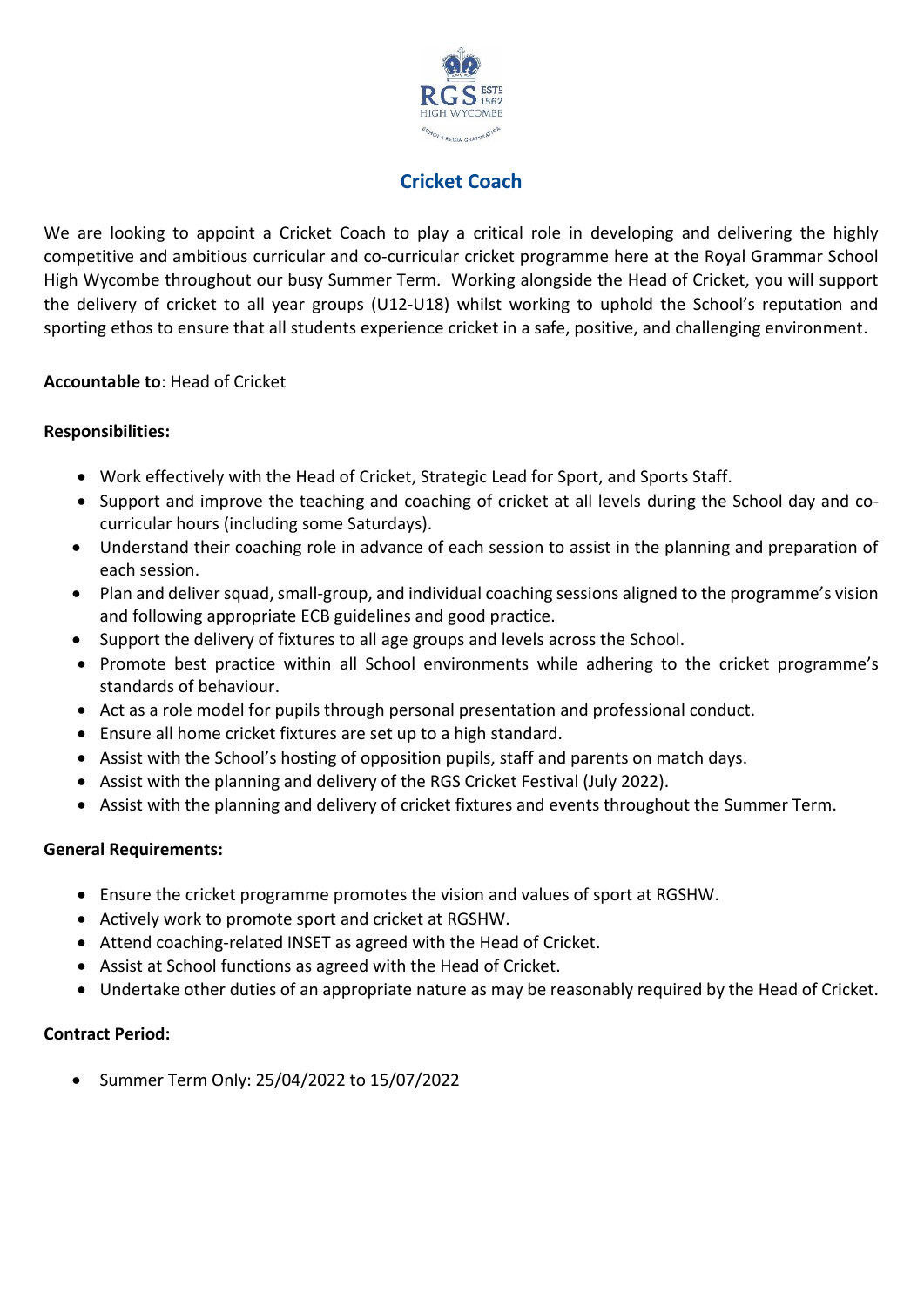## Cricket Coach

We are looking to appoint a Cricket Coach to play a critical role in developing and delivering the highly competitive and ambitious curricular and co-curricular cricket programme here at the Royal Grammar School High Wycombe throughout our busy Summer Term. Working alongside the Head of Cricket, you will support the delivery of cricket to all year groups (U12-U18) whilst working to uphold the School's reputation and sporting ethos to ensure that all students experience cricket in a safe, positive, and challenging environment.

**Accountable to**: Head of Cricket

**Responsibilities:**

- Work effectively with the Head of Cricket, Strategic Lead for Sport, and Sports Staff.
- Support and improve the teaching and coaching of cricket at all levels during the School day and co-curricular hours (including some Saturdays).
- Understand their coaching role in advance of each session to assist in the planning and preparation of each session.
- Plan and deliver squad, small-group, and individual coaching sessions aligned to the programme's vision and following appropriate ECB guidelines and good practice.
- Support the delivery of fixtures to all age groups and levels across the School.
- Promote best practice within all School environments while adhering to the cricket programme's standards of behaviour.
- Act as a role model for pupils through personal presentation and professional conduct.
- Ensure all home cricket fixtures are set up to a high standard.
- Assist with the School's hosting of opposition pupils, staff and parents on match days.
- Assist with the planning and delivery of the RGS Cricket Festival (July 2022).
- Assist with the planning and delivery of cricket fixtures and events throughout the Summer Term.

**General Requirements:**

- Ensure the cricket programme promotes the vision and values of sport at RGSHW.
- Actively work to promote sport and cricket at RGSHW.
- Attend coaching-related INSET as agreed with the Head of Cricket.
- Assist at School functions as agreed with the Head of Cricket.
- Undertake other duties of an appropriate nature as may be reasonably required by the Head of Cricket.

**Contract Period:**

- Summer Term Only: 25/04/2022 to 15/07/2022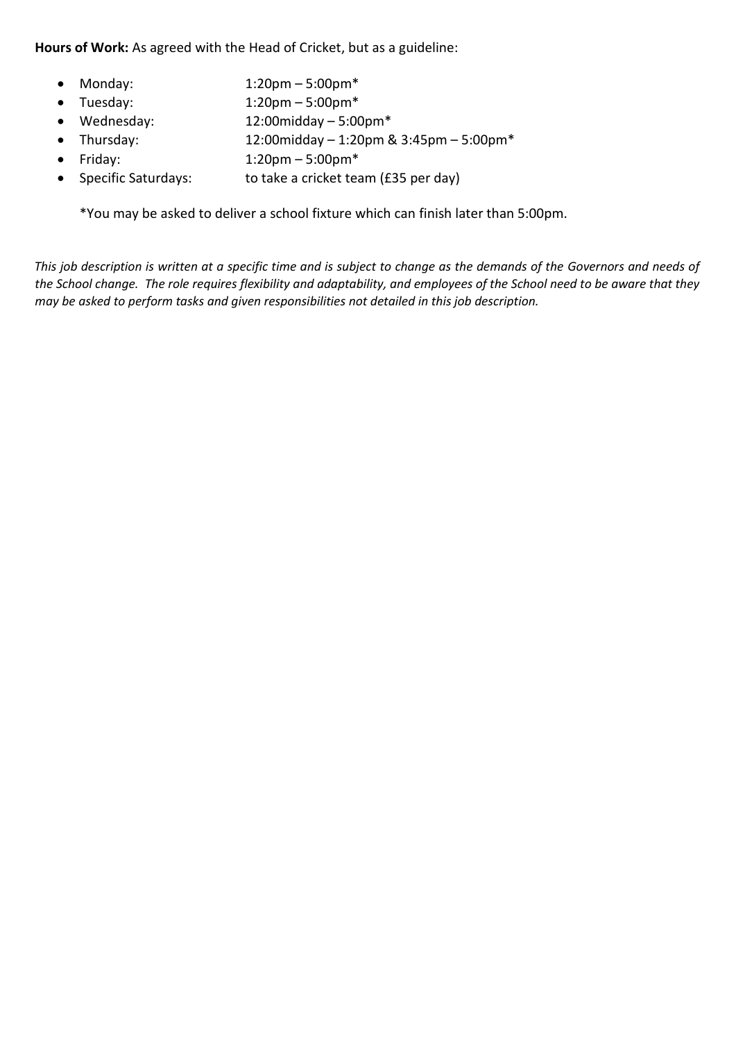**Hours of Work:** As agreed with the Head of Cricket, but as a guideline:

- Monday: 1:20pm – 5:00pm*
- Tuesday: 1:20pm – 5:00pm*
- Wednesday: 12:00midday – 5:00pm*
- Thursday: 12:00midday – 1:20pm & 3:45pm – 5:00pm*
- Friday: 1:20pm – 5:00pm*
- Specific Saturdays: to take a cricket team (£35 per day)

*You may be asked to deliver a school fixture which can finish later than 5:00pm.

*This job description is written at a specific time and is subject to change as the demands of the Governors and needs of the School change. The role requires flexibility and adaptability, and employees of the School need to be aware that they may be asked to perform tasks and given responsibilities not detailed in this job description.*